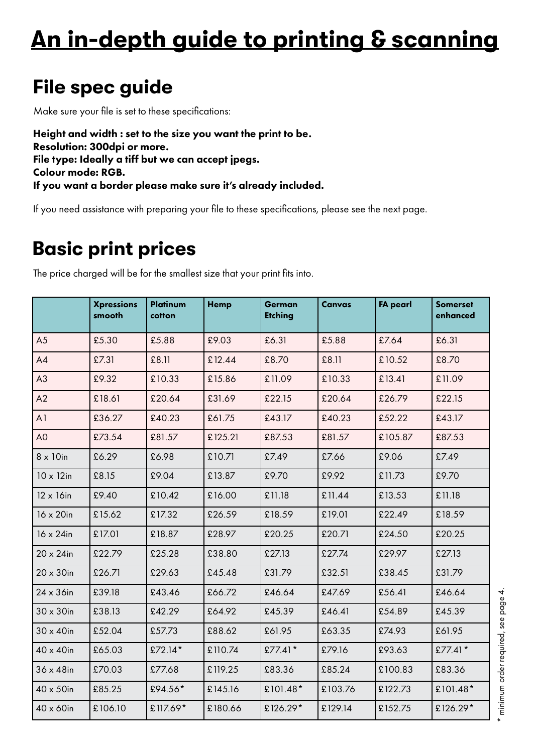# An in-depth guide to printing & scanning

## File spec guide

Make sure your file is set to these specifications:

**Height and width : set to the size you want the print to be.**
**Resolution: 300dpi or more.**
**File type: Ideally a tiff but we can accept jpegs.**
**Colour mode: RGB.**
**If you want a border please make sure it's already included.**

If you need assistance with preparing your file to these specifications, please see the next page.

## Basic print prices

The price charged will be for the smallest size that your print fits into.

| | Xpressions smooth | Platinum cotton | Hemp | German Etching | Canvas | FA pearl | Somerset enhanced |
|---|---|---|---|---|---|---|---|
| A5 | £5.30 | £5.88 | £9.03 | £6.31 | £5.88 | £7.64 | £6.31 |
| A4 | £7.31 | £8.11 | £12.44 | £8.70 | £8.11 | £10.52 | £8.70 |
| A3 | £9.32 | £10.33 | £15.86 | £11.09 | £10.33 | £13.41 | £11.09 |
| A2 | £18.61 | £20.64 | £31.69 | £22.15 | £20.64 | £26.79 | £22.15 |
| A1 | £36.27 | £40.23 | £61.75 | £43.17 | £40.23 | £52.22 | £43.17 |
| A0 | £73.54 | £81.57 | £125.21 | £87.53 | £81.57 | £105.87 | £87.53 |
| 8 x 10in | £6.29 | £6.98 | £10.71 | £7.49 | £7.66 | £9.06 | £7.49 |
| 10 x 12in | £8.15 | £9.04 | £13.87 | £9.70 | £9.92 | £11.73 | £9.70 |
| 12 x 16in | £9.40 | £10.42 | £16.00 | £11.18 | £11.44 | £13.53 | £11.18 |
| 16 x 20in | £15.62 | £17.32 | £26.59 | £18.59 | £19.01 | £22.49 | £18.59 |
| 16 x 24in | £17.01 | £18.87 | £28.97 | £20.25 | £20.71 | £24.50 | £20.25 |
| 20 x 24in | £22.79 | £25.28 | £38.80 | £27.13 | £27.74 | £29.97 | £27.13 |
| 20 x 30in | £26.71 | £29.63 | £45.48 | £31.79 | £32.51 | £38.45 | £31.79 |
| 24 x 36in | £39.18 | £43.46 | £66.72 | £46.64 | £47.69 | £56.41 | £46.64 |
| 30 x 30in | £38.13 | £42.29 | £64.92 | £45.39 | £46.41 | £54.89 | £45.39 |
| 30 x 40in | £52.04 | £57.73 | £88.62 | £61.95 | £63.35 | £74.93 | £61.95 |
| 40 x 40in | £65.03 | £72.14* | £110.74 | £77.41* | £79.16 | £93.63 | £77.41* |
| 36 x 48in | £70.03 | £77.68 | £119.25 | £83.36 | £85.24 | £100.83 | £83.36 |
| 40 x 50in | £85.25 | £94.56* | £145.16 | £101.48* | £103.76 | £122.73 | £101.48* |
| 40 x 60in | £106.10 | £117.69* | £180.66 | £126.29* | £129.14 | £152.75 | £126.29* |

* minimum order required, see page 4.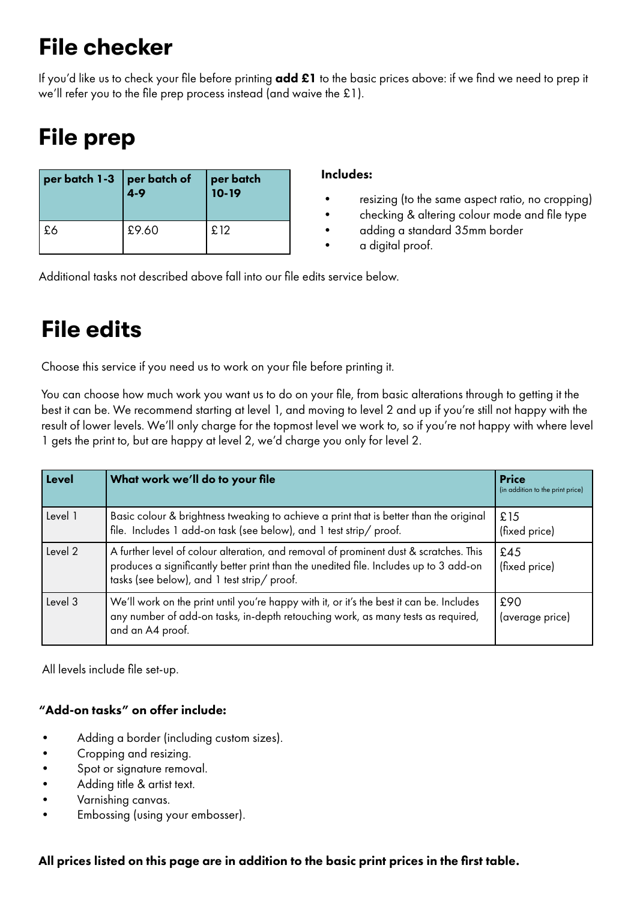# File checker

If you'd like us to check your file before printing **add £1** to the basic prices above: if we find we need to prep it we'll refer you to the file prep process instead (and waive the £1).

# File prep

| per batch 1-3 | per batch of 4-9 | per batch 10-19 |
|---|---|---|
| £6 | £9.60 | £12 |

**Includes:**

- resizing (to the same aspect ratio, no cropping)
- checking & altering colour mode and file type
- adding a standard 35mm border
- a digital proof.

Additional tasks not described above fall into our file edits service below.

# File edits

Choose this service if you need us to work on your file before printing it.

You can choose how much work you want us to do on your file, from basic alterations through to getting it the best it can be. We recommend starting at level 1, and moving to level 2 and up if you're still not happy with the result of lower levels. We'll only charge for the topmost level we work to, so if you're not happy with where level 1 gets the print to, but are happy at level 2, we'd charge you only for level 2.

| Level | What work we'll do to your file | Price (in addition to the print price) |
|---|---|---|
| Level 1 | Basic colour & brightness tweaking to achieve a print that is better than the original file. Includes 1 add-on task (see below), and 1 test strip/ proof. | £15 (fixed price) |
| Level 2 | A further level of colour alteration, and removal of prominent dust & scratches. This produces a significantly better print than the unedited file. Includes up to 3 add-on tasks (see below), and 1 test strip/ proof. | £45 (fixed price) |
| Level 3 | We'll work on the print until you're happy with it, or it's the best it can be. Includes any number of add-on tasks, in-depth retouching work, as many tests as required, and an A4 proof. | £90 (average price) |

All levels include file set-up.

### "Add-on tasks" on offer include:

- Adding a border (including custom sizes).
- Cropping and resizing.
- Spot or signature removal.
- Adding title & artist text.
- Varnishing canvas.
- Embossing (using your embosser).

**All prices listed on this page are in addition to the basic print prices in the first table.**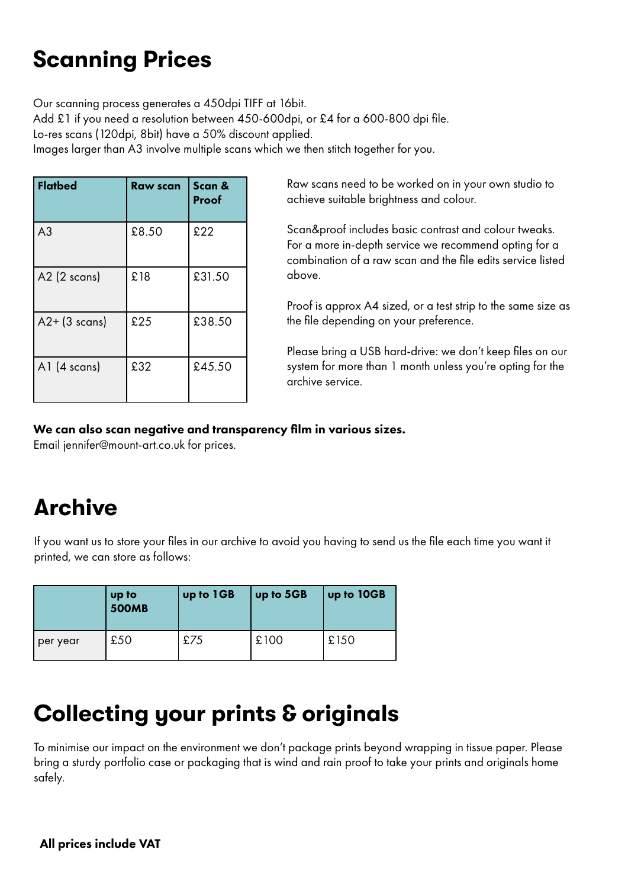# Scanning Prices

Our scanning process generates a 450dpi TIFF at 16bit.
Add £1 if you need a resolution between 450-600dpi, or £4 for a 600-800 dpi file.
Lo-res scans (120dpi, 8bit) have a 50% discount applied.
Images larger than A3 involve multiple scans which we then stitch together for you.

| Flatbed | Raw scan | Scan & Proof |
|---|---|---|
| A3 | £8.50 | £22 |
| A2 (2 scans) | £18 | £31.50 |
| A2+ (3 scans) | £25 | £38.50 |
| A1 (4 scans) | £32 | £45.50 |

Raw scans need to be worked on in your own studio to achieve suitable brightness and colour.

Scan&proof includes basic contrast and colour tweaks. For a more in-depth service we recommend opting for a combination of a raw scan and the file edits service listed above.

Proof is approx A4 sized, or a test strip to the same size as the file depending on your preference.

Please bring a USB hard-drive: we don't keep files on our system for more than 1 month unless you're opting for the archive service.

**We can also scan negative and transparency film in various sizes.**
Email jennifer@mount-art.co.uk for prices.

# Archive

If you want us to store your files in our archive to avoid you having to send us the file each time you want it printed, we can store as follows:

| | up to 500MB | up to 1GB | up to 5GB | up to 10GB |
|---|---|---|---|---|
| per year | £50 | £75 | £100 | £150 |

# Collecting your prints & originals

To minimise our impact on the environment we don't package prints beyond wrapping in tissue paper. Please bring a sturdy portfolio case or packaging that is wind and rain proof to take your prints and originals home safely.

**All prices include VAT**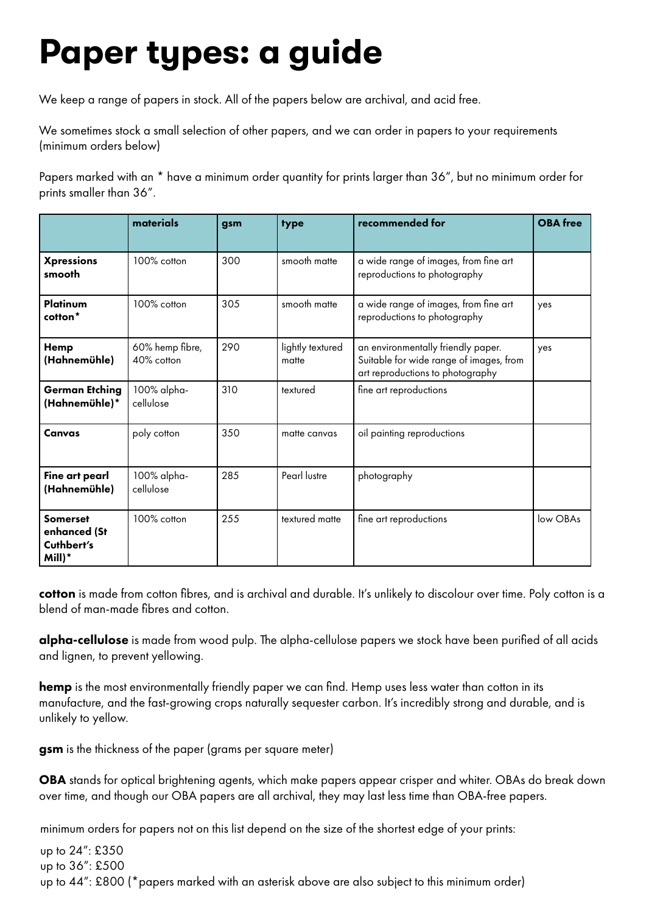# Paper types: a guide

We keep a range of papers in stock. All of the papers below are archival, and acid free.

We sometimes stock a small selection of other papers, and we can order in papers to your requirements (minimum orders below)

Papers marked with an * have a minimum order quantity for prints larger than 36", but no minimum order for prints smaller than 36".

| | materials | gsm | type | recommended for | OBA free |
|---|---|---|---|---|---|
| **Xpressions smooth** | 100% cotton | 300 | smooth matte | a wide range of images, from fine art reproductions to photography | |
| **Platinum cotton*** | 100% cotton | 305 | smooth matte | a wide range of images, from fine art reproductions to photography | yes |
| **Hemp (Hahnemühle)** | 60% hemp fibre, 40% cotton | 290 | lightly textured matte | an environmentally friendly paper. Suitable for wide range of images, from art reproductions to photography | yes |
| **German Etching (Hahnemühle)*** | 100% alpha-cellulose | 310 | textured | fine art reproductions | |
| **Canvas** | poly cotton | 350 | matte canvas | oil painting reproductions | |
| **Fine art pearl (Hahnemühle)** | 100% alpha-cellulose | 285 | Pearl lustre | photography | |
| **Somerset enhanced (St Cuthbert's Mill)*** | 100% cotton | 255 | textured matte | fine art reproductions | low OBAs |

**cotton** is made from cotton fibres, and is archival and durable. It's unlikely to discolour over time. Poly cotton is a blend of man-made fibres and cotton.

**alpha-cellulose** is made from wood pulp. The alpha-cellulose papers we stock have been purified of all acids and lignen, to prevent yellowing.

**hemp** is the most environmentally friendly paper we can find. Hemp uses less water than cotton in its manufacture, and the fast-growing crops naturally sequester carbon. It's incredibly strong and durable, and is unlikely to yellow.

**gsm** is the thickness of the paper (grams per square meter)

**OBA** stands for optical brightening agents, which make papers appear crisper and whiter. OBAs do break down over time, and though our OBA papers are all archival, they may last less time than OBA-free papers.

minimum orders for papers not on this list depend on the size of the shortest edge of your prints:

up to 24": £350
up to 36": £500
up to 44": £800 (*papers marked with an asterisk above are also subject to this minimum order)